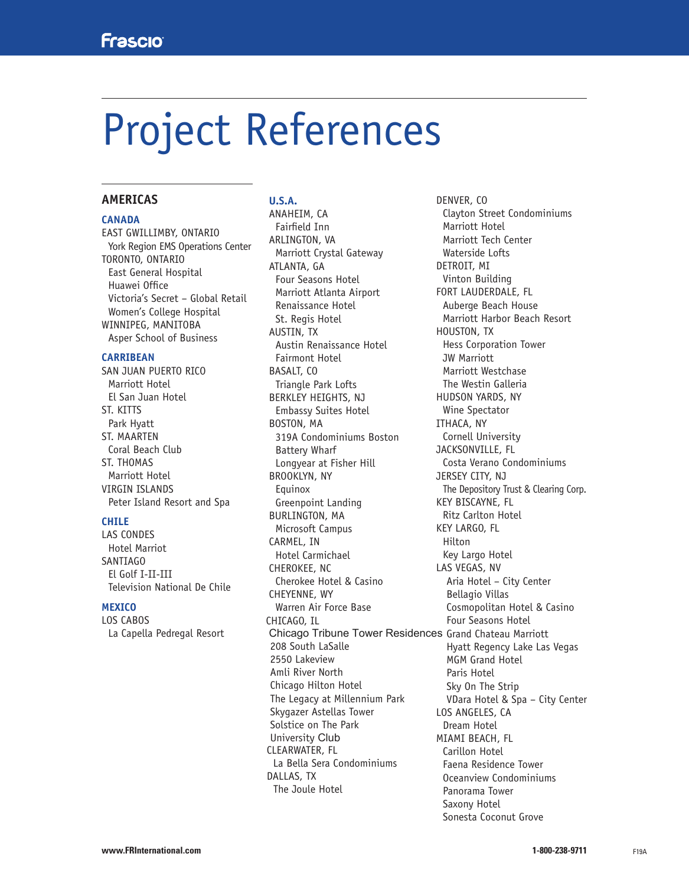Frascio

# Project References

## AMERICAS

### CANADA

EAST GWILLIMBY, ONTARIO
- York Region EMS Operations Center

TORONTO, ONTARIO
- East General Hospital
- Huawei Office
- Victoria's Secret – Global Retail
- Women's College Hospital

WINNIPEG, MANITOBA
- Asper School of Business

### CARRIBEAN

SAN JUAN PUERTO RICO
- Marriott Hotel
- El San Juan Hotel

ST. KITTS
- Park Hyatt

ST. MAARTEN
- Coral Beach Club

ST. THOMAS
- Marriott Hotel

VIRGIN ISLANDS
- Peter Island Resort and Spa

### CHILE

LAS CONDES
- Hotel Marriot

SANTIAGO
- El Golf I-II-III
- Television National De Chile

### MEXICO

LOS CABOS
- La Capella Pedregal Resort

### U.S.A.

ANAHEIM, CA
- Fairfield Inn

ARLINGTON, VA
- Marriott Crystal Gateway

ATLANTA, GA
- Four Seasons Hotel
- Marriott Atlanta Airport
- Renaissance Hotel
- St. Regis Hotel

AUSTIN, TX
- Austin Renaissance Hotel
- Fairmont Hotel

BASALT, CO
- Triangle Park Lofts

BERKLEY HEIGHTS, NJ
- Embassy Suites Hotel

BOSTON, MA
- 319A Condominiums Boston
- Battery Wharf
- Longyear at Fisher Hill

BROOKLYN, NY
- Equinox
- Greenpoint Landing

BURLINGTON, MA
- Microsoft Campus

CARMEL, IN
- Hotel Carmichael

CHEROKEE, NC
- Cherokee Hotel & Casino

CHEYENNE, WY
- Warren Air Force Base

CHICAGO, IL
- Chicago Tribune Tower Residences
- 208 South LaSalle
- 2550 Lakeview
- Amli River North
- Chicago Hilton Hotel
- The Legacy at Millennium Park
- Skygazer Astellas Tower
- Solstice on The Park
- University Club

CLEARWATER, FL
- La Bella Sera Condominiums

DALLAS, TX
- The Joule Hotel

DENVER, CO
- Clayton Street Condominiums
- Marriott Hotel
- Marriott Tech Center
- Waterside Lofts

DETROIT, MI
- Vinton Building

FORT LAUDERDALE, FL
- Auberge Beach House
- Marriott Harbor Beach Resort

HOUSTON, TX
- Hess Corporation Tower
- JW Marriott
- Marriott Westchase
- The Westin Galleria

HUDSON YARDS, NY
- Wine Spectator

ITHACA, NY
- Cornell University

JACKSONVILLE, FL
- Costa Verano Condominiums

JERSEY CITY, NJ
- The Depository Trust & Clearing Corp.

KEY BISCAYNE, FL
- Ritz Carlton Hotel

KEY LARGO, FL
- Hilton
- Key Largo Hotel

LAS VEGAS, NV
- Aria Hotel – City Center
- Bellagio Villas
- Cosmopolitan Hotel & Casino
- Four Seasons Hotel
- Grand Chateau Marriott
- Hyatt Regency Lake Las Vegas
- MGM Grand Hotel
- Paris Hotel
- Sky On The Strip
- VDara Hotel & Spa – City Center

LOS ANGELES, CA
- Dream Hotel

MIAMI BEACH, FL
- Carillon Hotel
- Faena Residence Tower
- Oceanview Condominiums
- Panorama Tower
- Saxony Hotel
- Sonesta Coconut Grove

www.FRInternational.com 1-800-238-9711 F19A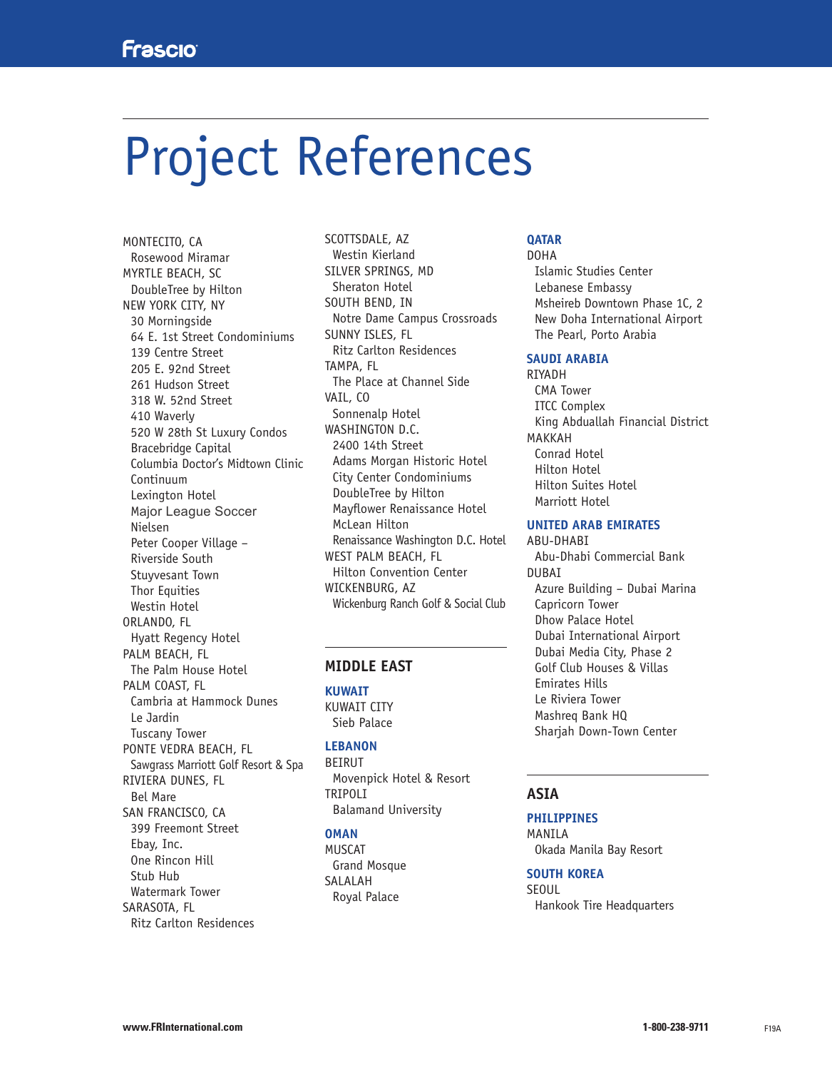# Project References

MONTECITO, CA
- Rosewood Miramar

MYRTLE BEACH, SC
- DoubleTree by Hilton

NEW YORK CITY, NY
- 30 Morningside
- 64 E. 1st Street Condominiums
- 139 Centre Street
- 205 E. 92nd Street
- 261 Hudson Street
- 318 W. 52nd Street
- 410 Waverly
- 520 W 28th St Luxury Condos
- Bracebridge Capital
- Columbia Doctor's Midtown Clinic
- Continuum
- Lexington Hotel
- Major League Soccer
- Nielsen
- Peter Cooper Village – Riverside South
- Stuyvesant Town
- Thor Equities
- Westin Hotel

ORLANDO, FL
- Hyatt Regency Hotel

PALM BEACH, FL
- The Palm House Hotel

PALM COAST, FL
- Cambria at Hammock Dunes
- Le Jardin
- Tuscany Tower

PONTE VEDRA BEACH, FL
- Sawgrass Marriott Golf Resort & Spa

RIVIERA DUNES, FL
- Bel Mare

SAN FRANCISCO, CA
- 399 Freemont Street
- Ebay, Inc.
- One Rincon Hill
- Stub Hub
- Watermark Tower

SARASOTA, FL
- Ritz Carlton Residences

SCOTTSDALE, AZ
- Westin Kierland

SILVER SPRINGS, MD
- Sheraton Hotel

SOUTH BEND, IN
- Notre Dame Campus Crossroads

SUNNY ISLES, FL
- Ritz Carlton Residences

TAMPA, FL
- The Place at Channel Side

VAIL, CO
- Sonnenalp Hotel

WASHINGTON D.C.
- 2400 14th Street
- Adams Morgan Historic Hotel
- City Center Condominiums
- DoubleTree by Hilton
- Mayflower Renaissance Hotel
- McLean Hilton
- Renaissance Washington D.C. Hotel

WEST PALM BEACH, FL
- Hilton Convention Center

WICKENBURG, AZ
- Wickenburg Ranch Golf & Social Club

## MIDDLE EAST

### KUWAIT

KUWAIT CITY
- Sieb Palace

### LEBANON

BEIRUT
- Movenpick Hotel & Resort

TRIPOLI
- Balamand University

### OMAN

MUSCAT
- Grand Mosque

SALALAH
- Royal Palace

### QATAR

DOHA
- Islamic Studies Center
- Lebanese Embassy
- Msheireb Downtown Phase 1C, 2
- New Doha International Airport
- The Pearl, Porto Arabia

### SAUDI ARABIA

RIYADH
- CMA Tower
- ITCC Complex
- King Abduallah Financial District

MAKKAH
- Conrad Hotel
- Hilton Hotel
- Hilton Suites Hotel
- Marriott Hotel

### UNITED ARAB EMIRATES

ABU-DHABI
- Abu-Dhabi Commercial Bank

DUBAI
- Azure Building – Dubai Marina
- Capricorn Tower
- Dhow Palace Hotel
- Dubai International Airport
- Dubai Media City, Phase 2
- Golf Club Houses & Villas
- Emirates Hills
- Le Riviera Tower
- Mashreq Bank HQ
- Sharjah Down-Town Center

## ASIA

### PHILIPPINES

MANILA
- Okada Manila Bay Resort

### SOUTH KOREA

SEOUL
- Hankook Tire Headquarters

**www.FRInternational.com** **1-800-238-9711** F19A